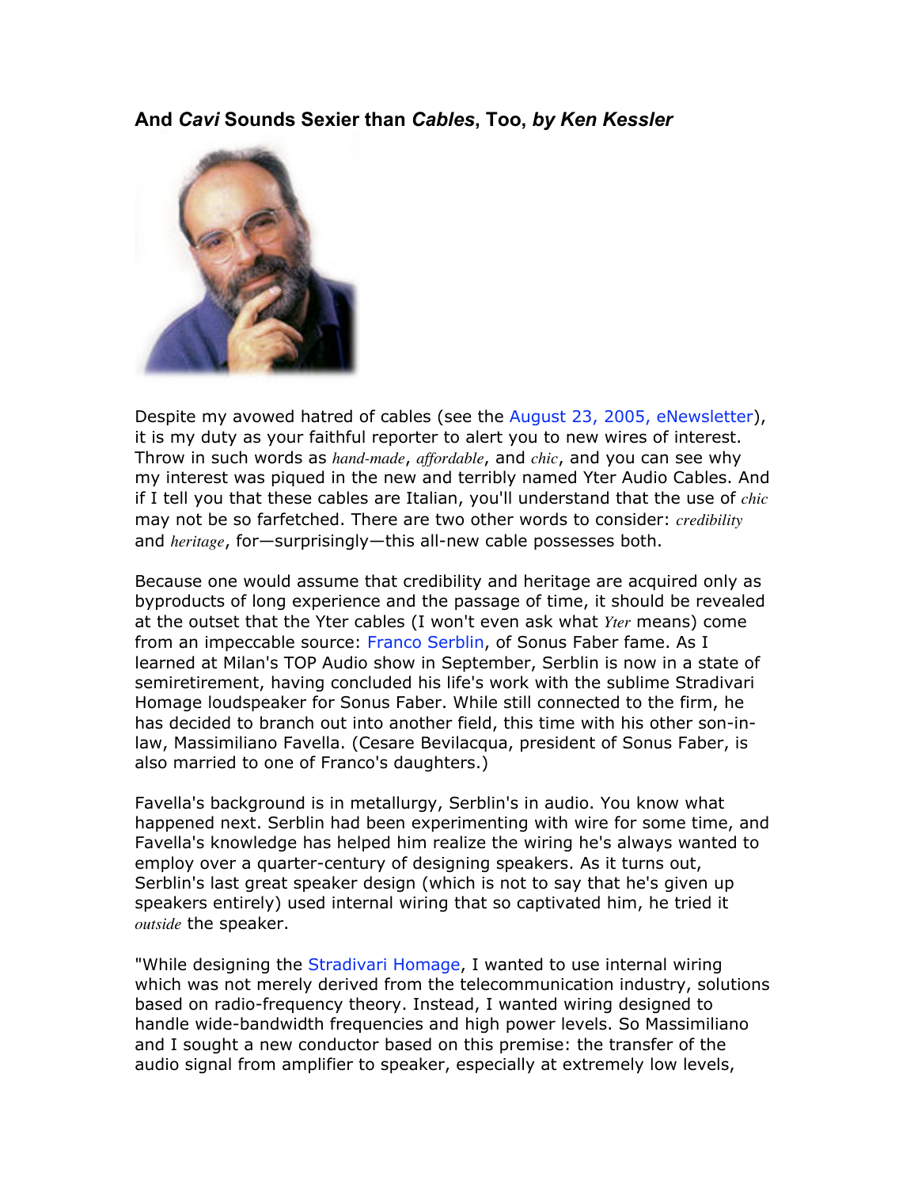### And *Cavi* Sounds Sexier than *Cables*, Too, *by Ken Kessler*

Despite my avowed hatred of cables (see the August 23, 2005, eNewsletter), it is my duty as your faithful reporter to alert you to new wires of interest. Throw in such words as *hand-made*, *affordable*, and *chic*, and you can see why my interest was piqued in the new and terribly named Yter Audio Cables. And if I tell you that these cables are Italian, you'll understand that the use of *chic* may not be so farfetched. There are two other words to consider: *credibility* and *heritage*, for—surprisingly—this all-new cable possesses both.

Because one would assume that credibility and heritage are acquired only as byproducts of long experience and the passage of time, it should be revealed at the outset that the Yter cables (I won't even ask what *Yter* means) come from an impeccable source: Franco Serblin, of Sonus Faber fame. As I learned at Milan's TOP Audio show in September, Serblin is now in a state of semiretirement, having concluded his life's work with the sublime Stradivari Homage loudspeaker for Sonus Faber. While still connected to the firm, he has decided to branch out into another field, this time with his other son-in-law, Massimiliano Favella. (Cesare Bevilacqua, president of Sonus Faber, is also married to one of Franco's daughters.)

Favella's background is in metallurgy, Serblin's in audio. You know what happened next. Serblin had been experimenting with wire for some time, and Favella's knowledge has helped him realize the wiring he's always wanted to employ over a quarter-century of designing speakers. As it turns out, Serblin's last great speaker design (which is not to say that he's given up speakers entirely) used internal wiring that so captivated him, he tried it *outside* the speaker.

"While designing the Stradivari Homage, I wanted to use internal wiring which was not merely derived from the telecommunication industry, solutions based on radio-frequency theory. Instead, I wanted wiring designed to handle wide-bandwidth frequencies and high power levels. So Massimiliano and I sought a new conductor based on this premise: the transfer of the audio signal from amplifier to speaker, especially at extremely low levels,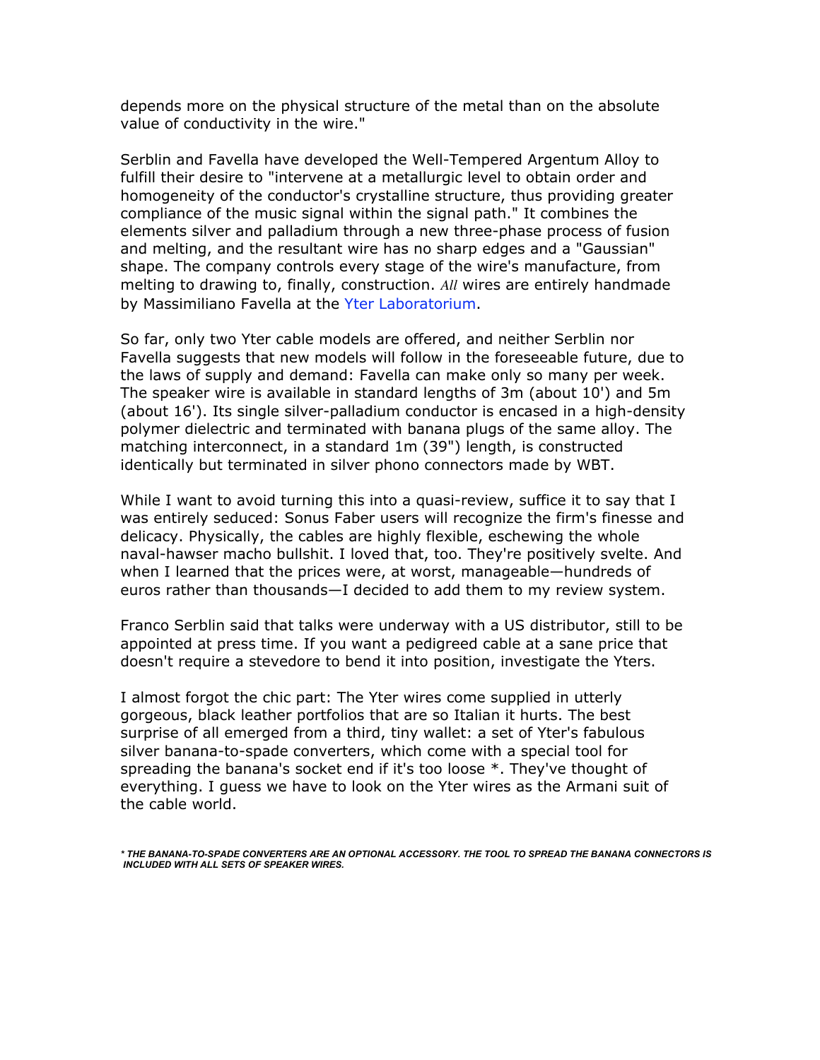depends more on the physical structure of the metal than on the absolute value of conductivity in the wire."

Serblin and Favella have developed the Well-Tempered Argentum Alloy to fulfill their desire to "intervene at a metallurgic level to obtain order and homogeneity of the conductor's crystalline structure, thus providing greater compliance of the music signal within the signal path." It combines the elements silver and palladium through a new three-phase process of fusion and melting, and the resultant wire has no sharp edges and a "Gaussian" shape. The company controls every stage of the wire's manufacture, from melting to drawing to, finally, construction. *All* wires are entirely handmade by Massimiliano Favella at the Yter Laboratorium.

So far, only two Yter cable models are offered, and neither Serblin nor Favella suggests that new models will follow in the foreseeable future, due to the laws of supply and demand: Favella can make only so many per week. The speaker wire is available in standard lengths of 3m (about 10') and 5m (about 16'). Its single silver-palladium conductor is encased in a high-density polymer dielectric and terminated with banana plugs of the same alloy. The matching interconnect, in a standard 1m (39") length, is constructed identically but terminated in silver phono connectors made by WBT.

While I want to avoid turning this into a quasi-review, suffice it to say that I was entirely seduced: Sonus Faber users will recognize the firm's finesse and delicacy. Physically, the cables are highly flexible, eschewing the whole naval-hawser macho bullshit. I loved that, too. They're positively svelte. And when I learned that the prices were, at worst, manageable—hundreds of euros rather than thousands—I decided to add them to my review system.

Franco Serblin said that talks were underway with a US distributor, still to be appointed at press time. If you want a pedigreed cable at a sane price that doesn't require a stevedore to bend it into position, investigate the Yters.

I almost forgot the chic part: The Yter wires come supplied in utterly gorgeous, black leather portfolios that are so Italian it hurts. The best surprise of all emerged from a third, tiny wallet: a set of Yter's fabulous silver banana-to-spade converters, which come with a special tool for spreading the banana's socket end if it's too loose *. They've thought of everything. I guess we have to look on the Yter wires as the Armani suit of the cable world.

***\* THE BANANA-TO-SPADE CONVERTERS ARE AN OPTIONAL ACCESSORY. THE TOOL TO SPREAD THE BANANA CONNECTORS IS INCLUDED WITH ALL SETS OF SPEAKER WIRES.***